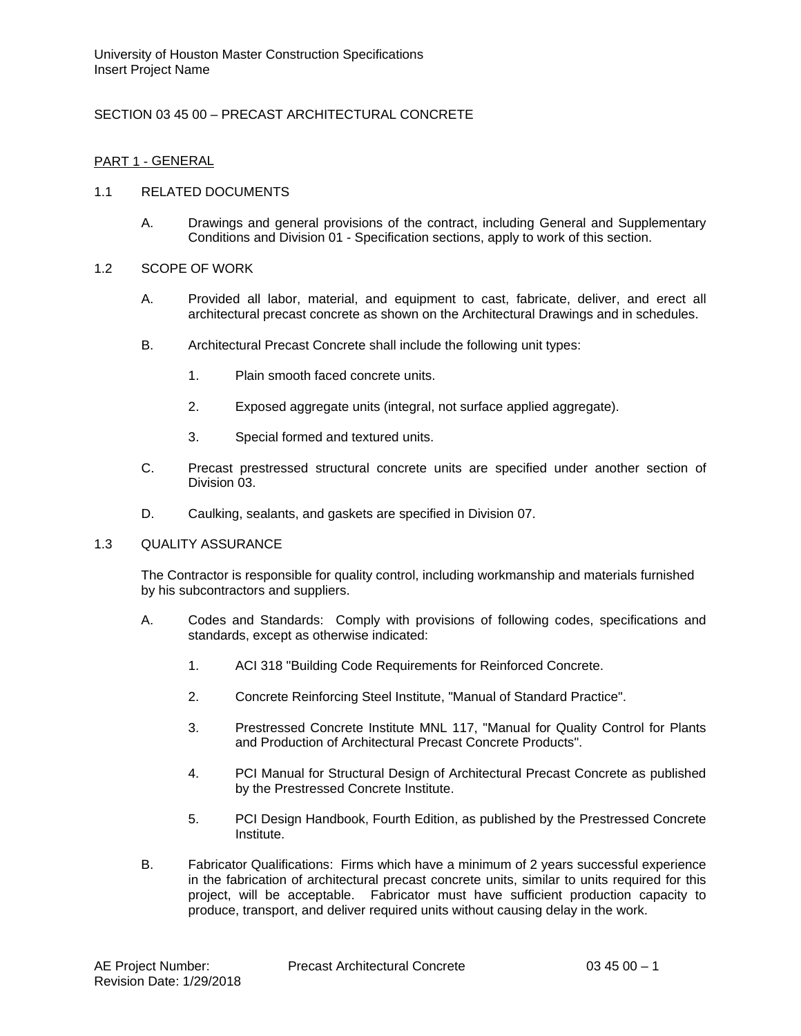# SECTION 03 45 00 – PRECAST ARCHITECTURAL CONCRETE

## PART 1 - GENERAL

### 1.1 RELATED DOCUMENTS

A. Drawings and general provisions of the contract, including General and Supplementary Conditions and Division 01 - Specification sections, apply to work of this section.

### 1.2 SCOPE OF WORK

A. Provided all labor, material, and equipment to cast, fabricate, deliver, and erect all architectural precast concrete as shown on the Architectural Drawings and in schedules.

B. Architectural Precast Concrete shall include the following unit types:

1. Plain smooth faced concrete units.
2. Exposed aggregate units (integral, not surface applied aggregate).
3. Special formed and textured units.

C. Precast prestressed structural concrete units are specified under another section of Division 03.

D. Caulking, sealants, and gaskets are specified in Division 07.

### 1.3 QUALITY ASSURANCE

The Contractor is responsible for quality control, including workmanship and materials furnished by his subcontractors and suppliers.

A. Codes and Standards: Comply with provisions of following codes, specifications and standards, except as otherwise indicated:

1. ACI 318 "Building Code Requirements for Reinforced Concrete.
2. Concrete Reinforcing Steel Institute, "Manual of Standard Practice".
3. Prestressed Concrete Institute MNL 117, "Manual for Quality Control for Plants and Production of Architectural Precast Concrete Products".
4. PCI Manual for Structural Design of Architectural Precast Concrete as published by the Prestressed Concrete Institute.
5. PCI Design Handbook, Fourth Edition, as published by the Prestressed Concrete Institute.

B. Fabricator Qualifications: Firms which have a minimum of 2 years successful experience in the fabrication of architectural precast concrete units, similar to units required for this project, will be acceptable. Fabricator must have sufficient production capacity to produce, transport, and deliver required units without causing delay in the work.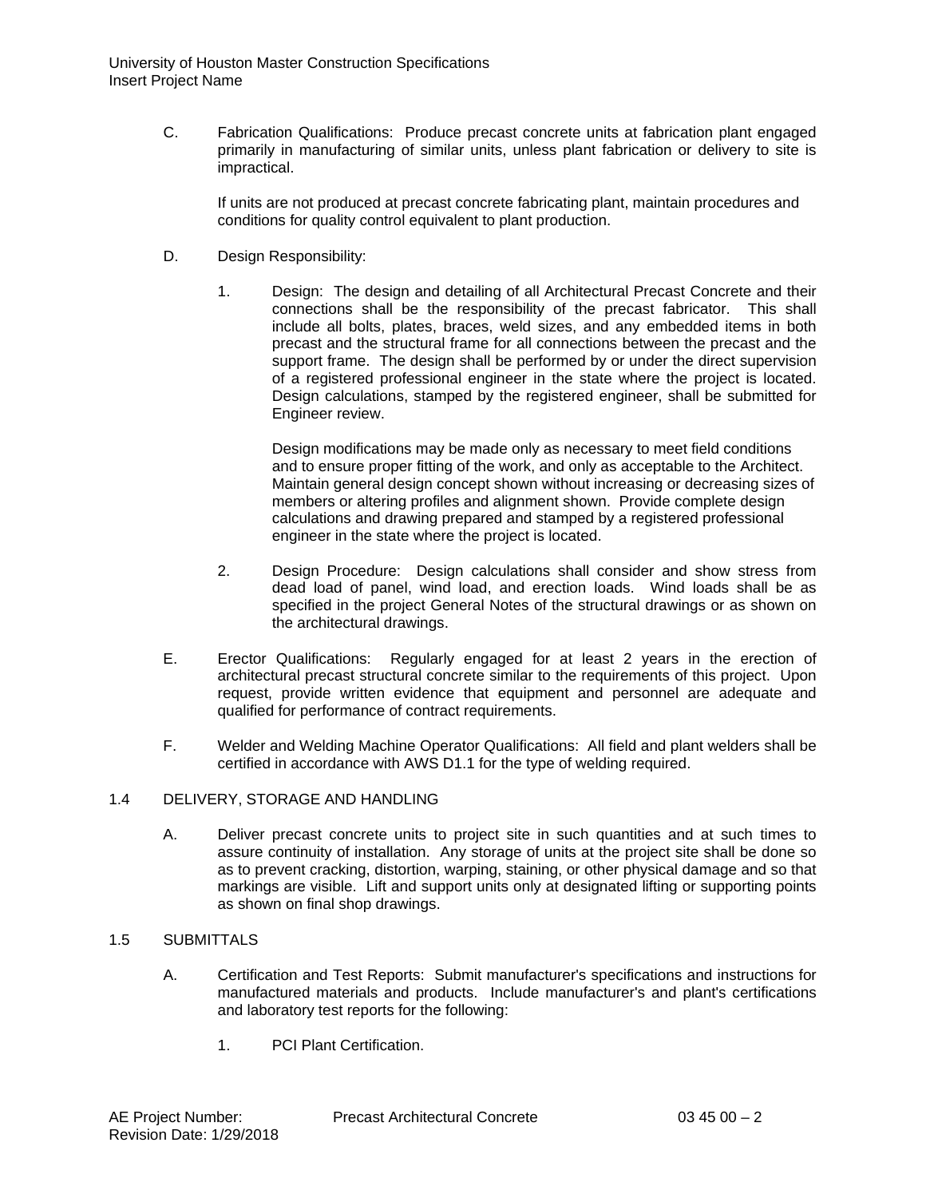C. Fabrication Qualifications: Produce precast concrete units at fabrication plant engaged primarily in manufacturing of similar units, unless plant fabrication or delivery to site is impractical.

If units are not produced at precast concrete fabricating plant, maintain procedures and conditions for quality control equivalent to plant production.

D. Design Responsibility:

1. Design: The design and detailing of all Architectural Precast Concrete and their connections shall be the responsibility of the precast fabricator. This shall include all bolts, plates, braces, weld sizes, and any embedded items in both precast and the structural frame for all connections between the precast and the support frame. The design shall be performed by or under the direct supervision of a registered professional engineer in the state where the project is located. Design calculations, stamped by the registered engineer, shall be submitted for Engineer review.

   Design modifications may be made only as necessary to meet field conditions and to ensure proper fitting of the work, and only as acceptable to the Architect. Maintain general design concept shown without increasing or decreasing sizes of members or altering profiles and alignment shown. Provide complete design calculations and drawing prepared and stamped by a registered professional engineer in the state where the project is located.

2. Design Procedure: Design calculations shall consider and show stress from dead load of panel, wind load, and erection loads. Wind loads shall be as specified in the project General Notes of the structural drawings or as shown on the architectural drawings.

E. Erector Qualifications: Regularly engaged for at least 2 years in the erection of architectural precast structural concrete similar to the requirements of this project. Upon request, provide written evidence that equipment and personnel are adequate and qualified for performance of contract requirements.

F. Welder and Welding Machine Operator Qualifications: All field and plant welders shall be certified in accordance with AWS D1.1 for the type of welding required.

## 1.4 DELIVERY, STORAGE AND HANDLING

A. Deliver precast concrete units to project site in such quantities and at such times to assure continuity of installation. Any storage of units at the project site shall be done so as to prevent cracking, distortion, warping, staining, or other physical damage and so that markings are visible. Lift and support units only at designated lifting or supporting points as shown on final shop drawings.

## 1.5 SUBMITTALS

A. Certification and Test Reports: Submit manufacturer's specifications and instructions for manufactured materials and products. Include manufacturer's and plant's certifications and laboratory test reports for the following:

1. PCI Plant Certification.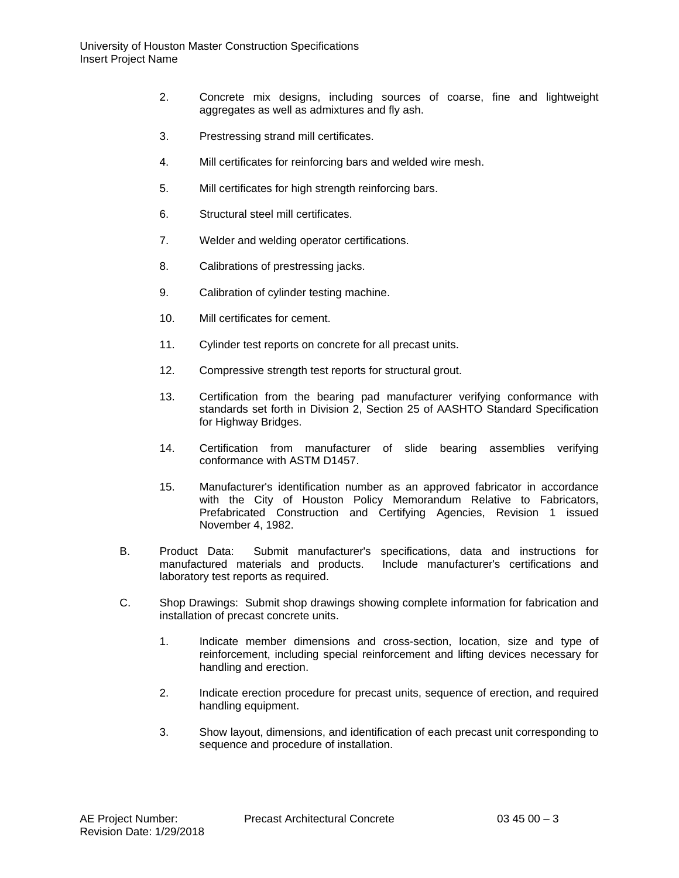2. Concrete mix designs, including sources of coarse, fine and lightweight aggregates as well as admixtures and fly ash.

3. Prestressing strand mill certificates.

4. Mill certificates for reinforcing bars and welded wire mesh.

5. Mill certificates for high strength reinforcing bars.

6. Structural steel mill certificates.

7. Welder and welding operator certifications.

8. Calibrations of prestressing jacks.

9. Calibration of cylinder testing machine.

10. Mill certificates for cement.

11. Cylinder test reports on concrete for all precast units.

12. Compressive strength test reports for structural grout.

13. Certification from the bearing pad manufacturer verifying conformance with standards set forth in Division 2, Section 25 of AASHTO Standard Specification for Highway Bridges.

14. Certification from manufacturer of slide bearing assemblies verifying conformance with ASTM D1457.

15. Manufacturer's identification number as an approved fabricator in accordance with the City of Houston Policy Memorandum Relative to Fabricators, Prefabricated Construction and Certifying Agencies, Revision 1 issued November 4, 1982.

B. Product Data: Submit manufacturer's specifications, data and instructions for manufactured materials and products. Include manufacturer's certifications and laboratory test reports as required.

C. Shop Drawings: Submit shop drawings showing complete information for fabrication and installation of precast concrete units.

1. Indicate member dimensions and cross-section, location, size and type of reinforcement, including special reinforcement and lifting devices necessary for handling and erection.

2. Indicate erection procedure for precast units, sequence of erection, and required handling equipment.

3. Show layout, dimensions, and identification of each precast unit corresponding to sequence and procedure of installation.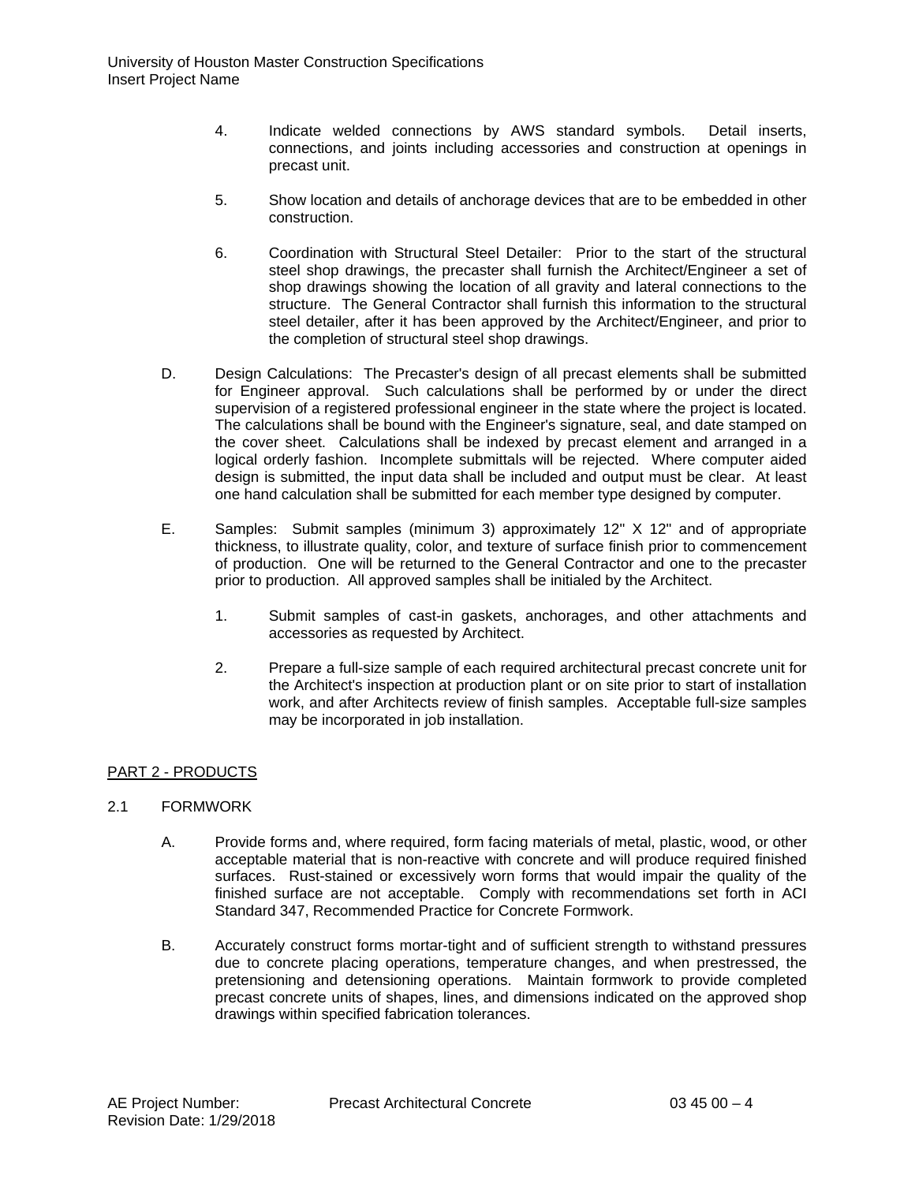4. Indicate welded connections by AWS standard symbols. Detail inserts, connections, and joints including accessories and construction at openings in precast unit.

5. Show location and details of anchorage devices that are to be embedded in other construction.

6. Coordination with Structural Steel Detailer: Prior to the start of the structural steel shop drawings, the precaster shall furnish the Architect/Engineer a set of shop drawings showing the location of all gravity and lateral connections to the structure. The General Contractor shall furnish this information to the structural steel detailer, after it has been approved by the Architect/Engineer, and prior to the completion of structural steel shop drawings.

D. Design Calculations: The Precaster's design of all precast elements shall be submitted for Engineer approval. Such calculations shall be performed by or under the direct supervision of a registered professional engineer in the state where the project is located. The calculations shall be bound with the Engineer's signature, seal, and date stamped on the cover sheet. Calculations shall be indexed by precast element and arranged in a logical orderly fashion. Incomplete submittals will be rejected. Where computer aided design is submitted, the input data shall be included and output must be clear. At least one hand calculation shall be submitted for each member type designed by computer.

E. Samples: Submit samples (minimum 3) approximately 12" X 12" and of appropriate thickness, to illustrate quality, color, and texture of surface finish prior to commencement of production. One will be returned to the General Contractor and one to the precaster prior to production. All approved samples shall be initialed by the Architect.

1. Submit samples of cast-in gaskets, anchorages, and other attachments and accessories as requested by Architect.

2. Prepare a full-size sample of each required architectural precast concrete unit for the Architect's inspection at production plant or on site prior to start of installation work, and after Architects review of finish samples. Acceptable full-size samples may be incorporated in job installation.

## PART 2 - PRODUCTS

### 2.1 FORMWORK

A. Provide forms and, where required, form facing materials of metal, plastic, wood, or other acceptable material that is non-reactive with concrete and will produce required finished surfaces. Rust-stained or excessively worn forms that would impair the quality of the finished surface are not acceptable. Comply with recommendations set forth in ACI Standard 347, Recommended Practice for Concrete Formwork.

B. Accurately construct forms mortar-tight and of sufficient strength to withstand pressures due to concrete placing operations, temperature changes, and when prestressed, the pretensioning and detensioning operations. Maintain formwork to provide completed precast concrete units of shapes, lines, and dimensions indicated on the approved shop drawings within specified fabrication tolerances.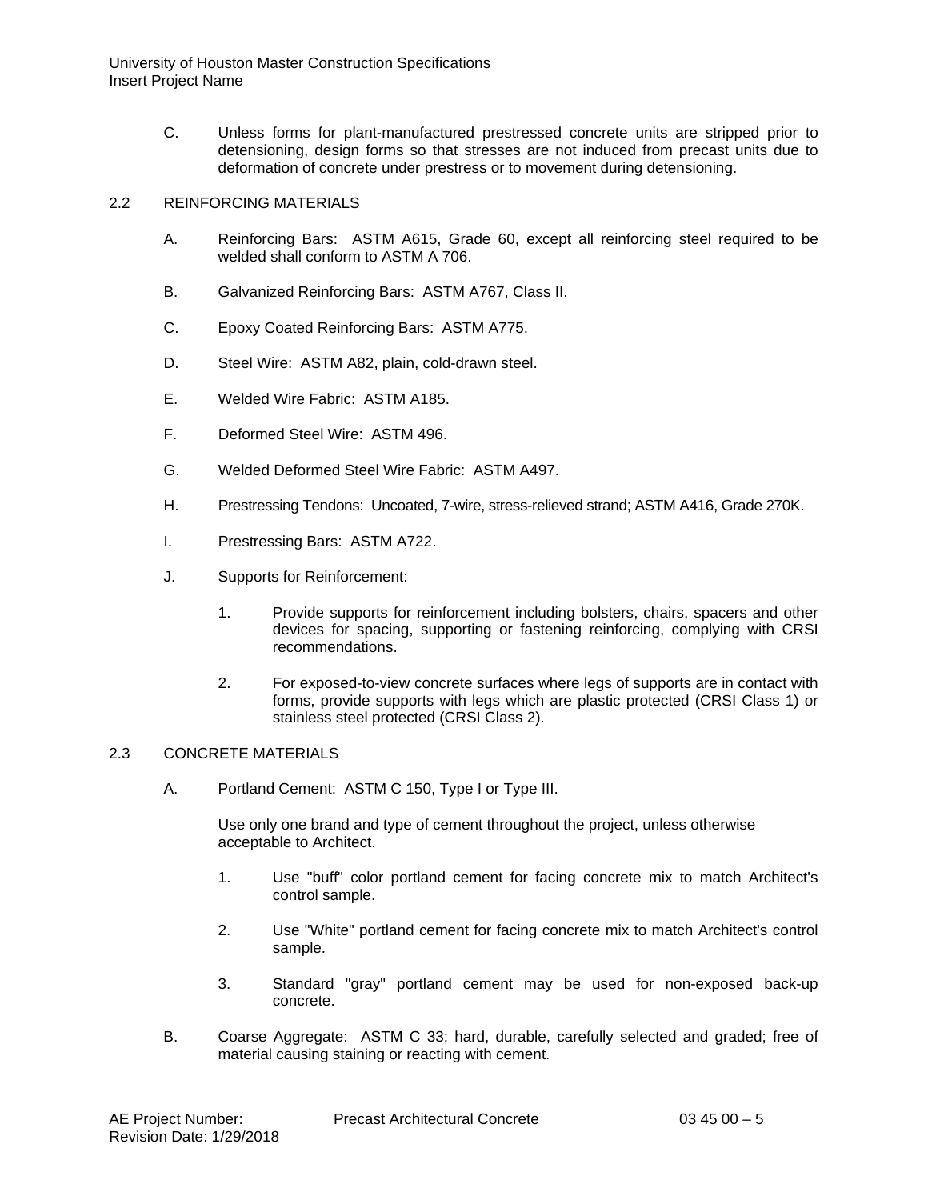C. Unless forms for plant-manufactured prestressed concrete units are stripped prior to detensioning, design forms so that stresses are not induced from precast units due to deformation of concrete under prestress or to movement during detensioning.

## 2.2 REINFORCING MATERIALS

A. Reinforcing Bars: ASTM A615, Grade 60, except all reinforcing steel required to be welded shall conform to ASTM A 706.

B. Galvanized Reinforcing Bars: ASTM A767, Class II.

C. Epoxy Coated Reinforcing Bars: ASTM A775.

D. Steel Wire: ASTM A82, plain, cold-drawn steel.

E. Welded Wire Fabric: ASTM A185.

F. Deformed Steel Wire: ASTM 496.

G. Welded Deformed Steel Wire Fabric: ASTM A497.

H. Prestressing Tendons: Uncoated, 7-wire, stress-relieved strand; ASTM A416, Grade 270K.

I. Prestressing Bars: ASTM A722.

J. Supports for Reinforcement:

1. Provide supports for reinforcement including bolsters, chairs, spacers and other devices for spacing, supporting or fastening reinforcing, complying with CRSI recommendations.

2. For exposed-to-view concrete surfaces where legs of supports are in contact with forms, provide supports with legs which are plastic protected (CRSI Class 1) or stainless steel protected (CRSI Class 2).

## 2.3 CONCRETE MATERIALS

A. Portland Cement: ASTM C 150, Type I or Type III.

Use only one brand and type of cement throughout the project, unless otherwise acceptable to Architect.

1. Use "buff" color portland cement for facing concrete mix to match Architect's control sample.

2. Use "White" portland cement for facing concrete mix to match Architect's control sample.

3. Standard "gray" portland cement may be used for non-exposed back-up concrete.

B. Coarse Aggregate: ASTM C 33; hard, durable, carefully selected and graded; free of material causing staining or reacting with cement.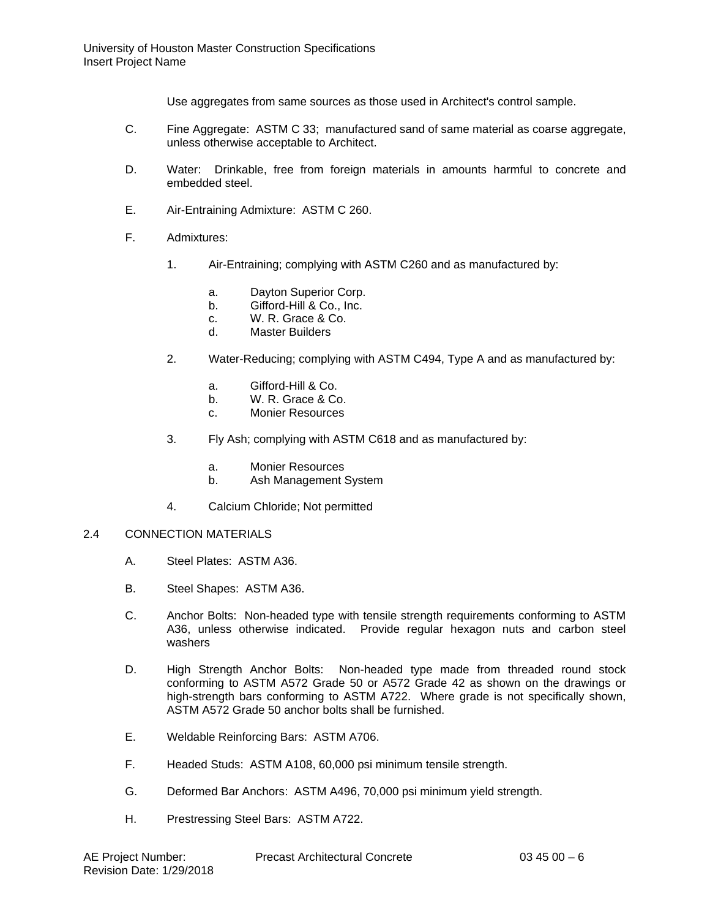Use aggregates from same sources as those used in Architect's control sample.

C. Fine Aggregate: ASTM C 33; manufactured sand of same material as coarse aggregate, unless otherwise acceptable to Architect.

D. Water: Drinkable, free from foreign materials in amounts harmful to concrete and embedded steel.

E. Air-Entraining Admixture: ASTM C 260.

F. Admixtures:

1. Air-Entraining; complying with ASTM C260 and as manufactured by:

   a. Dayton Superior Corp.
   b. Gifford-Hill & Co., Inc.
   c. W. R. Grace & Co.
   d. Master Builders

2. Water-Reducing; complying with ASTM C494, Type A and as manufactured by:

   a. Gifford-Hill & Co.
   b. W. R. Grace & Co.
   c. Monier Resources

3. Fly Ash; complying with ASTM C618 and as manufactured by:

   a. Monier Resources
   b. Ash Management System

4. Calcium Chloride; Not permitted

## 2.4 CONNECTION MATERIALS

A. Steel Plates: ASTM A36.

B. Steel Shapes: ASTM A36.

C. Anchor Bolts: Non-headed type with tensile strength requirements conforming to ASTM A36, unless otherwise indicated. Provide regular hexagon nuts and carbon steel washers

D. High Strength Anchor Bolts: Non-headed type made from threaded round stock conforming to ASTM A572 Grade 50 or A572 Grade 42 as shown on the drawings or high-strength bars conforming to ASTM A722. Where grade is not specifically shown, ASTM A572 Grade 50 anchor bolts shall be furnished.

E. Weldable Reinforcing Bars: ASTM A706.

F. Headed Studs: ASTM A108, 60,000 psi minimum tensile strength.

G. Deformed Bar Anchors: ASTM A496, 70,000 psi minimum yield strength.

H. Prestressing Steel Bars: ASTM A722.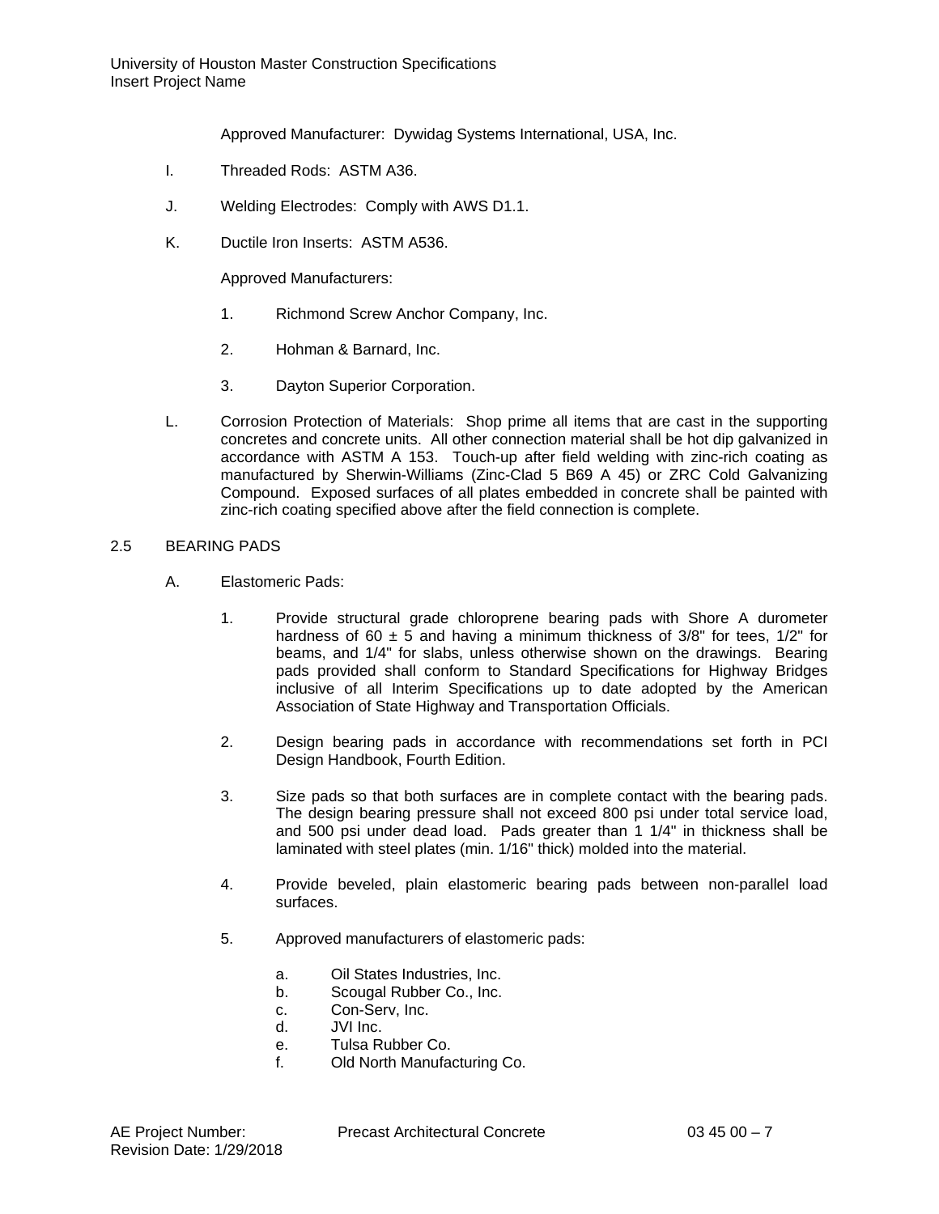Approved Manufacturer: Dywidag Systems International, USA, Inc.

I. Threaded Rods: ASTM A36.

J. Welding Electrodes: Comply with AWS D1.1.

K. Ductile Iron Inserts: ASTM A536.

Approved Manufacturers:

1. Richmond Screw Anchor Company, Inc.

2. Hohman & Barnard, Inc.

3. Dayton Superior Corporation.

L. Corrosion Protection of Materials: Shop prime all items that are cast in the supporting concretes and concrete units. All other connection material shall be hot dip galvanized in accordance with ASTM A 153. Touch-up after field welding with zinc-rich coating as manufactured by Sherwin-Williams (Zinc-Clad 5 B69 A 45) or ZRC Cold Galvanizing Compound. Exposed surfaces of all plates embedded in concrete shall be painted with zinc-rich coating specified above after the field connection is complete.

## 2.5 BEARING PADS

A. Elastomeric Pads:

1. Provide structural grade chloroprene bearing pads with Shore A durometer hardness of 60 ± 5 and having a minimum thickness of 3/8" for tees, 1/2" for beams, and 1/4" for slabs, unless otherwise shown on the drawings. Bearing pads provided shall conform to Standard Specifications for Highway Bridges inclusive of all Interim Specifications up to date adopted by the American Association of State Highway and Transportation Officials.

2. Design bearing pads in accordance with recommendations set forth in PCI Design Handbook, Fourth Edition.

3. Size pads so that both surfaces are in complete contact with the bearing pads. The design bearing pressure shall not exceed 800 psi under total service load, and 500 psi under dead load. Pads greater than 1 1/4" in thickness shall be laminated with steel plates (min. 1/16" thick) molded into the material.

4. Provide beveled, plain elastomeric bearing pads between non-parallel load surfaces.

5. Approved manufacturers of elastomeric pads:

   a. Oil States Industries, Inc.
   b. Scougal Rubber Co., Inc.
   c. Con-Serv, Inc.
   d. JVI Inc.
   e. Tulsa Rubber Co.
   f. Old North Manufacturing Co.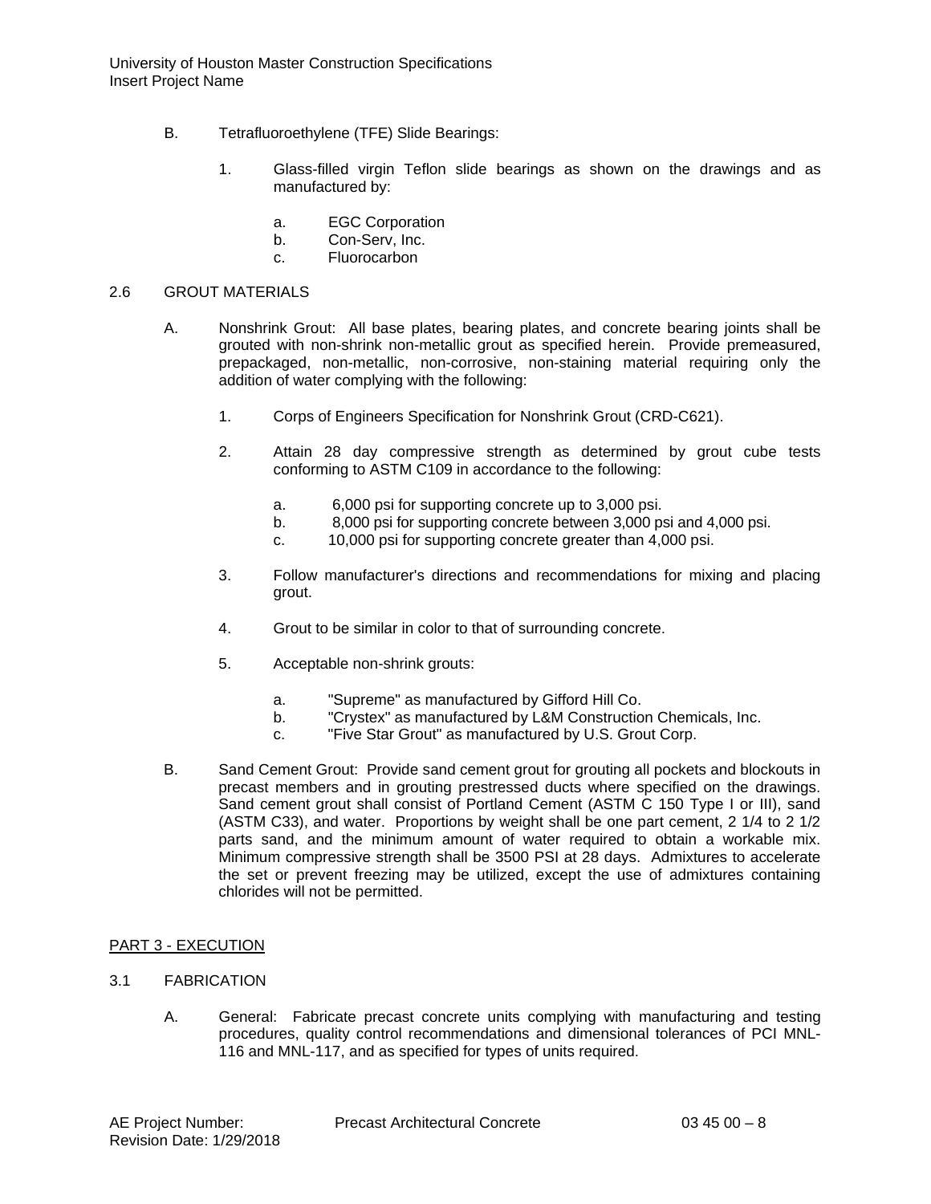B. Tetrafluoroethylene (TFE) Slide Bearings:

1. Glass-filled virgin Teflon slide bearings as shown on the drawings and as manufactured by:

   a. EGC Corporation
   b. Con-Serv, Inc.
   c. Fluorocarbon

2.6 GROUT MATERIALS

A. Nonshrink Grout: All base plates, bearing plates, and concrete bearing joints shall be grouted with non-shrink non-metallic grout as specified herein. Provide premeasured, prepackaged, non-metallic, non-corrosive, non-staining material requiring only the addition of water complying with the following:

1. Corps of Engineers Specification for Nonshrink Grout (CRD-C621).

2. Attain 28 day compressive strength as determined by grout cube tests conforming to ASTM C109 in accordance to the following:

   a. 6,000 psi for supporting concrete up to 3,000 psi.
   b. 8,000 psi for supporting concrete between 3,000 psi and 4,000 psi.
   c. 10,000 psi for supporting concrete greater than 4,000 psi.

3. Follow manufacturer's directions and recommendations for mixing and placing grout.

4. Grout to be similar in color to that of surrounding concrete.

5. Acceptable non-shrink grouts:

   a. "Supreme" as manufactured by Gifford Hill Co.
   b. "Crystex" as manufactured by L&M Construction Chemicals, Inc.
   c. "Five Star Grout" as manufactured by U.S. Grout Corp.

B. Sand Cement Grout: Provide sand cement grout for grouting all pockets and blockouts in precast members and in grouting prestressed ducts where specified on the drawings. Sand cement grout shall consist of Portland Cement (ASTM C 150 Type I or III), sand (ASTM C33), and water. Proportions by weight shall be one part cement, 2 1/4 to 2 1/2 parts sand, and the minimum amount of water required to obtain a workable mix. Minimum compressive strength shall be 3500 PSI at 28 days. Admixtures to accelerate the set or prevent freezing may be utilized, except the use of admixtures containing chlorides will not be permitted.

## PART 3 - EXECUTION

3.1 FABRICATION

A. General: Fabricate precast concrete units complying with manufacturing and testing procedures, quality control recommendations and dimensional tolerances of PCI MNL-116 and MNL-117, and as specified for types of units required.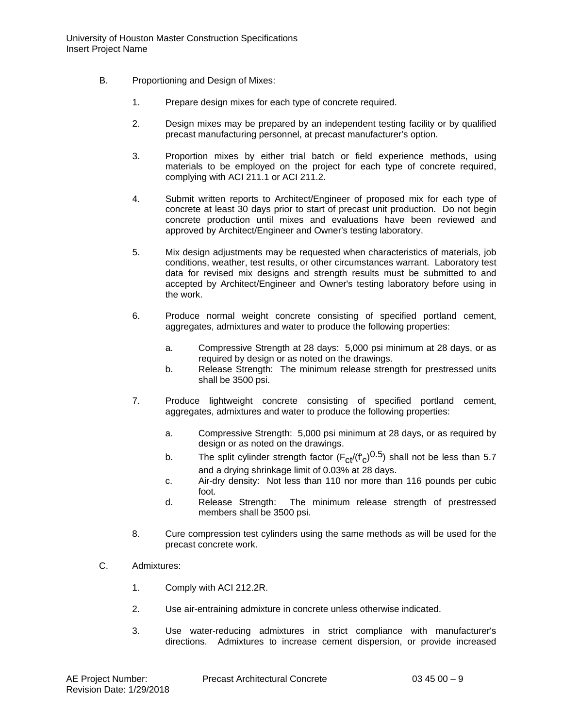B. Proportioning and Design of Mixes:

1. Prepare design mixes for each type of concrete required.

2. Design mixes may be prepared by an independent testing facility or by qualified precast manufacturing personnel, at precast manufacturer's option.

3. Proportion mixes by either trial batch or field experience methods, using materials to be employed on the project for each type of concrete required, complying with ACI 211.1 or ACI 211.2.

4. Submit written reports to Architect/Engineer of proposed mix for each type of concrete at least 30 days prior to start of precast unit production. Do not begin concrete production until mixes and evaluations have been reviewed and approved by Architect/Engineer and Owner's testing laboratory.

5. Mix design adjustments may be requested when characteristics of materials, job conditions, weather, test results, or other circumstances warrant. Laboratory test data for revised mix designs and strength results must be submitted to and accepted by Architect/Engineer and Owner's testing laboratory before using in the work.

6. Produce normal weight concrete consisting of specified portland cement, aggregates, admixtures and water to produce the following properties:

   a. Compressive Strength at 28 days: 5,000 psi minimum at 28 days, or as required by design or as noted on the drawings.
   b. Release Strength: The minimum release strength for prestressed units shall be 3500 psi.

7. Produce lightweight concrete consisting of specified portland cement, aggregates, admixtures and water to produce the following properties:

   a. Compressive Strength: 5,000 psi minimum at 28 days, or as required by design or as noted on the drawings.
   b. The split cylinder strength factor ($F_{ct}/(f'_c)^{0.5}$) shall not be less than 5.7 and a drying shrinkage limit of 0.03% at 28 days.
   c. Air-dry density: Not less than 110 nor more than 116 pounds per cubic foot.
   d. Release Strength: The minimum release strength of prestressed members shall be 3500 psi.

8. Cure compression test cylinders using the same methods as will be used for the precast concrete work.

C. Admixtures:

1. Comply with ACI 212.2R.

2. Use air-entraining admixture in concrete unless otherwise indicated.

3. Use water-reducing admixtures in strict compliance with manufacturer's directions. Admixtures to increase cement dispersion, or provide increased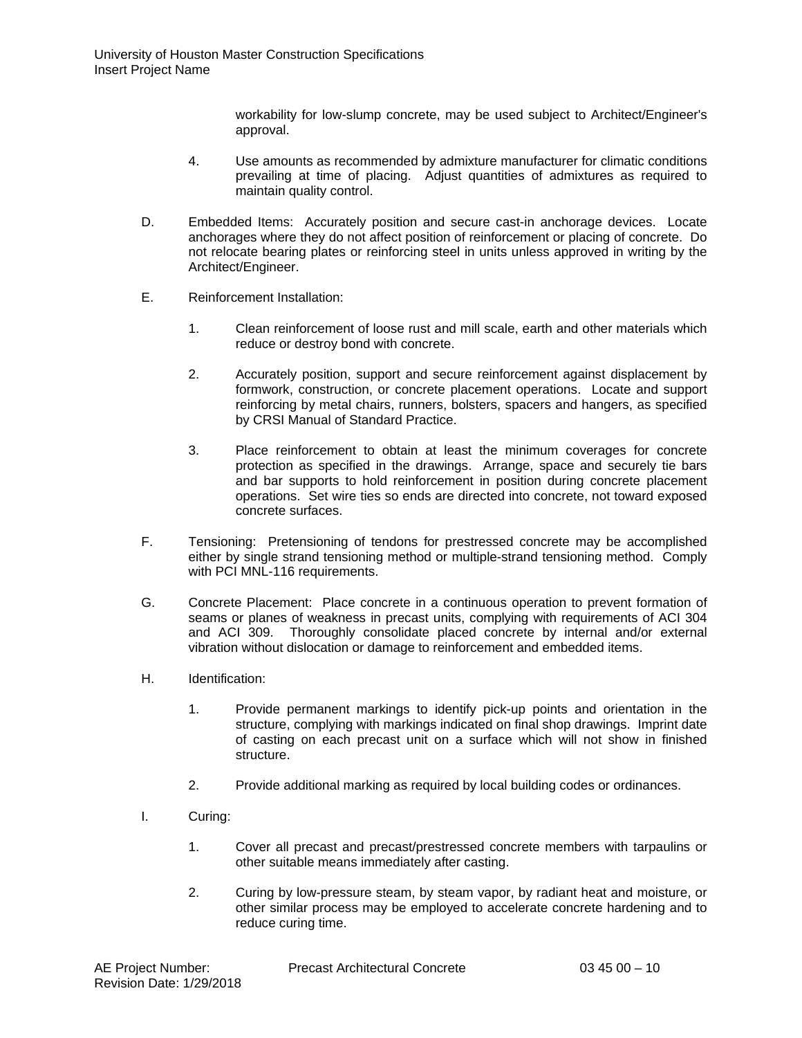workability for low-slump concrete, may be used subject to Architect/Engineer's approval.

4. Use amounts as recommended by admixture manufacturer for climatic conditions prevailing at time of placing. Adjust quantities of admixtures as required to maintain quality control.

D. Embedded Items: Accurately position and secure cast-in anchorage devices. Locate anchorages where they do not affect position of reinforcement or placing of concrete. Do not relocate bearing plates or reinforcing steel in units unless approved in writing by the Architect/Engineer.

E. Reinforcement Installation:

1. Clean reinforcement of loose rust and mill scale, earth and other materials which reduce or destroy bond with concrete.

2. Accurately position, support and secure reinforcement against displacement by formwork, construction, or concrete placement operations. Locate and support reinforcing by metal chairs, runners, bolsters, spacers and hangers, as specified by CRSI Manual of Standard Practice.

3. Place reinforcement to obtain at least the minimum coverages for concrete protection as specified in the drawings. Arrange, space and securely tie bars and bar supports to hold reinforcement in position during concrete placement operations. Set wire ties so ends are directed into concrete, not toward exposed concrete surfaces.

F. Tensioning: Pretensioning of tendons for prestressed concrete may be accomplished either by single strand tensioning method or multiple-strand tensioning method. Comply with PCI MNL-116 requirements.

G. Concrete Placement: Place concrete in a continuous operation to prevent formation of seams or planes of weakness in precast units, complying with requirements of ACI 304 and ACI 309. Thoroughly consolidate placed concrete by internal and/or external vibration without dislocation or damage to reinforcement and embedded items.

H. Identification:

1. Provide permanent markings to identify pick-up points and orientation in the structure, complying with markings indicated on final shop drawings. Imprint date of casting on each precast unit on a surface which will not show in finished structure.

2. Provide additional marking as required by local building codes or ordinances.

I. Curing:

1. Cover all precast and precast/prestressed concrete members with tarpaulins or other suitable means immediately after casting.

2. Curing by low-pressure steam, by steam vapor, by radiant heat and moisture, or other similar process may be employed to accelerate concrete hardening and to reduce curing time.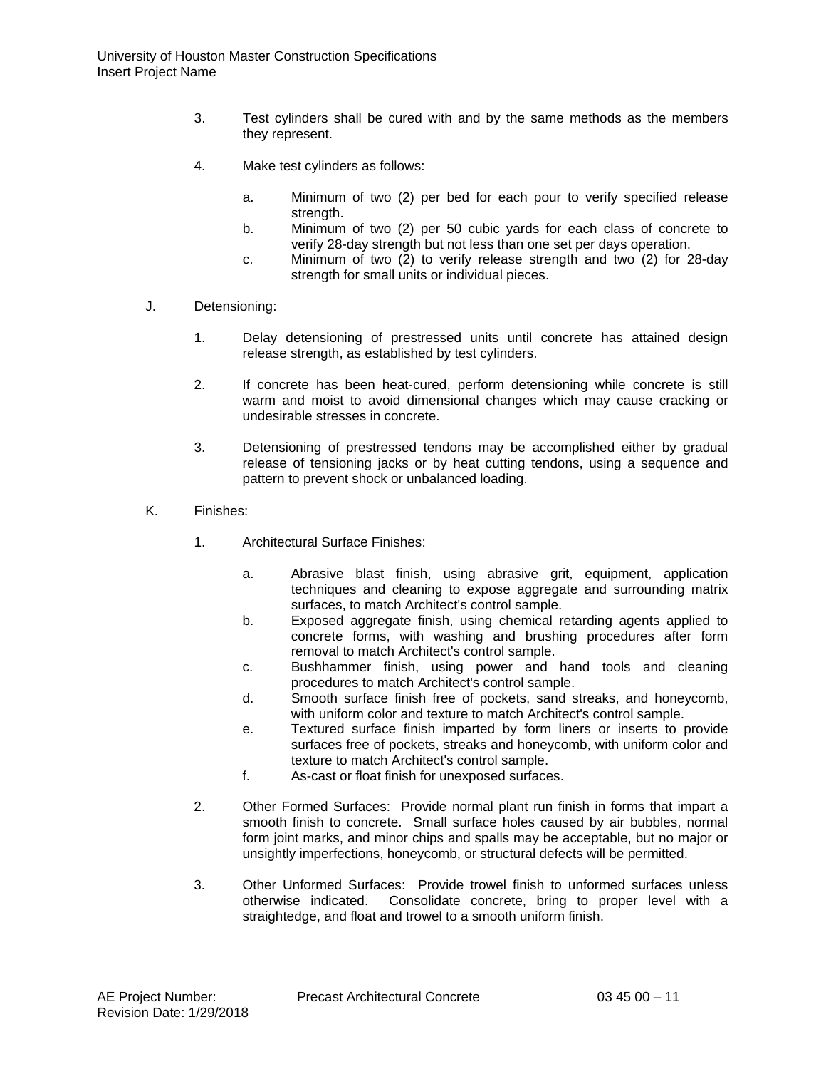3. Test cylinders shall be cured with and by the same methods as the members they represent.

4. Make test cylinders as follows:

   a. Minimum of two (2) per bed for each pour to verify specified release strength.
   b. Minimum of two (2) per 50 cubic yards for each class of concrete to verify 28-day strength but not less than one set per days operation.
   c. Minimum of two (2) to verify release strength and two (2) for 28-day strength for small units or individual pieces.

J. Detensioning:

1. Delay detensioning of prestressed units until concrete has attained design release strength, as established by test cylinders.

2. If concrete has been heat-cured, perform detensioning while concrete is still warm and moist to avoid dimensional changes which may cause cracking or undesirable stresses in concrete.

3. Detensioning of prestressed tendons may be accomplished either by gradual release of tensioning jacks or by heat cutting tendons, using a sequence and pattern to prevent shock or unbalanced loading.

K. Finishes:

1. Architectural Surface Finishes:

   a. Abrasive blast finish, using abrasive grit, equipment, application techniques and cleaning to expose aggregate and surrounding matrix surfaces, to match Architect's control sample.
   b. Exposed aggregate finish, using chemical retarding agents applied to concrete forms, with washing and brushing procedures after form removal to match Architect's control sample.
   c. Bushhammer finish, using power and hand tools and cleaning procedures to match Architect's control sample.
   d. Smooth surface finish free of pockets, sand streaks, and honeycomb, with uniform color and texture to match Architect's control sample.
   e. Textured surface finish imparted by form liners or inserts to provide surfaces free of pockets, streaks and honeycomb, with uniform color and texture to match Architect's control sample.
   f. As-cast or float finish for unexposed surfaces.

2. Other Formed Surfaces: Provide normal plant run finish in forms that impart a smooth finish to concrete. Small surface holes caused by air bubbles, normal form joint marks, and minor chips and spalls may be acceptable, but no major or unsightly imperfections, honeycomb, or structural defects will be permitted.

3. Other Unformed Surfaces: Provide trowel finish to unformed surfaces unless otherwise indicated. Consolidate concrete, bring to proper level with a straightedge, and float and trowel to a smooth uniform finish.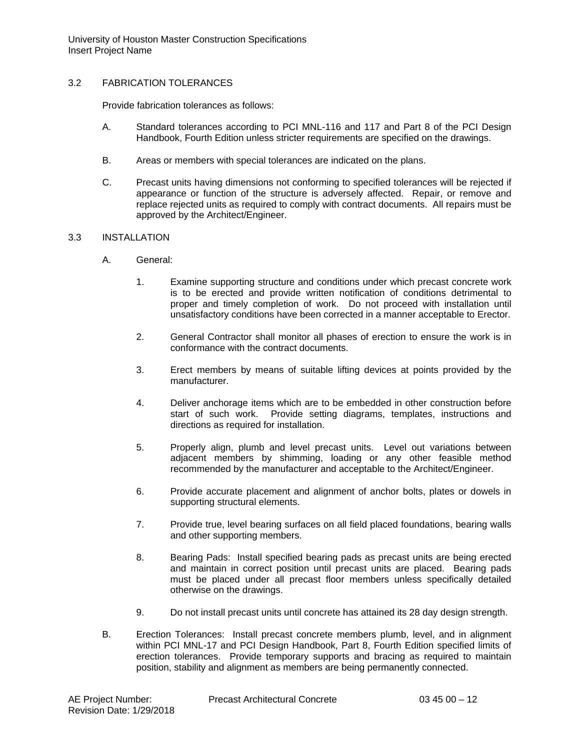## 3.2 FABRICATION TOLERANCES

Provide fabrication tolerances as follows:

A. Standard tolerances according to PCI MNL-116 and 117 and Part 8 of the PCI Design Handbook, Fourth Edition unless stricter requirements are specified on the drawings.

B. Areas or members with special tolerances are indicated on the plans.

C. Precast units having dimensions not conforming to specified tolerances will be rejected if appearance or function of the structure is adversely affected. Repair, or remove and replace rejected units as required to comply with contract documents. All repairs must be approved by the Architect/Engineer.

## 3.3 INSTALLATION

A. General:

1. Examine supporting structure and conditions under which precast concrete work is to be erected and provide written notification of conditions detrimental to proper and timely completion of work. Do not proceed with installation until unsatisfactory conditions have been corrected in a manner acceptable to Erector.

2. General Contractor shall monitor all phases of erection to ensure the work is in conformance with the contract documents.

3. Erect members by means of suitable lifting devices at points provided by the manufacturer.

4. Deliver anchorage items which are to be embedded in other construction before start of such work. Provide setting diagrams, templates, instructions and directions as required for installation.

5. Properly align, plumb and level precast units. Level out variations between adjacent members by shimming, loading or any other feasible method recommended by the manufacturer and acceptable to the Architect/Engineer.

6. Provide accurate placement and alignment of anchor bolts, plates or dowels in supporting structural elements.

7. Provide true, level bearing surfaces on all field placed foundations, bearing walls and other supporting members.

8. Bearing Pads: Install specified bearing pads as precast units are being erected and maintain in correct position until precast units are placed. Bearing pads must be placed under all precast floor members unless specifically detailed otherwise on the drawings.

9. Do not install precast units until concrete has attained its 28 day design strength.

B. Erection Tolerances: Install precast concrete members plumb, level, and in alignment within PCI MNL-17 and PCI Design Handbook, Part 8, Fourth Edition specified limits of erection tolerances. Provide temporary supports and bracing as required to maintain position, stability and alignment as members are being permanently connected.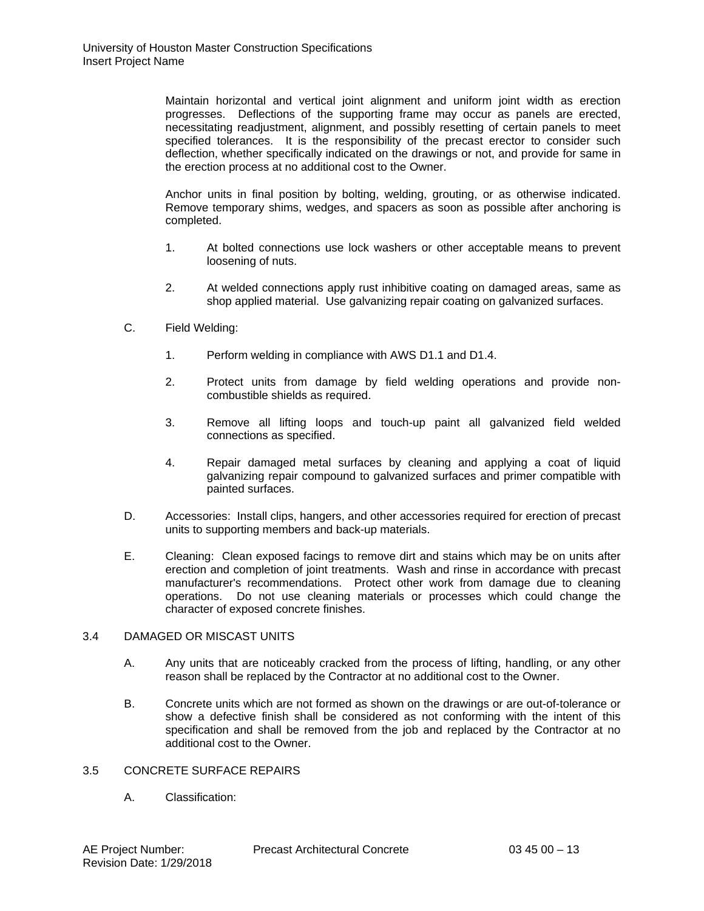Maintain horizontal and vertical joint alignment and uniform joint width as erection progresses. Deflections of the supporting frame may occur as panels are erected, necessitating readjustment, alignment, and possibly resetting of certain panels to meet specified tolerances. It is the responsibility of the precast erector to consider such deflection, whether specifically indicated on the drawings or not, and provide for same in the erection process at no additional cost to the Owner.

Anchor units in final position by bolting, welding, grouting, or as otherwise indicated. Remove temporary shims, wedges, and spacers as soon as possible after anchoring is completed.

1. At bolted connections use lock washers or other acceptable means to prevent loosening of nuts.
2. At welded connections apply rust inhibitive coating on damaged areas, same as shop applied material. Use galvanizing repair coating on galvanized surfaces.

C. Field Welding:

1. Perform welding in compliance with AWS D1.1 and D1.4.
2. Protect units from damage by field welding operations and provide non-combustible shields as required.
3. Remove all lifting loops and touch-up paint all galvanized field welded connections as specified.
4. Repair damaged metal surfaces by cleaning and applying a coat of liquid galvanizing repair compound to galvanized surfaces and primer compatible with painted surfaces.

D. Accessories: Install clips, hangers, and other accessories required for erection of precast units to supporting members and back-up materials.

E. Cleaning: Clean exposed facings to remove dirt and stains which may be on units after erection and completion of joint treatments. Wash and rinse in accordance with precast manufacturer's recommendations. Protect other work from damage due to cleaning operations. Do not use cleaning materials or processes which could change the character of exposed concrete finishes.

## 3.4 DAMAGED OR MISCAST UNITS

A. Any units that are noticeably cracked from the process of lifting, handling, or any other reason shall be replaced by the Contractor at no additional cost to the Owner.

B. Concrete units which are not formed as shown on the drawings or are out-of-tolerance or show a defective finish shall be considered as not conforming with the intent of this specification and shall be removed from the job and replaced by the Contractor at no additional cost to the Owner.

## 3.5 CONCRETE SURFACE REPAIRS

A. Classification: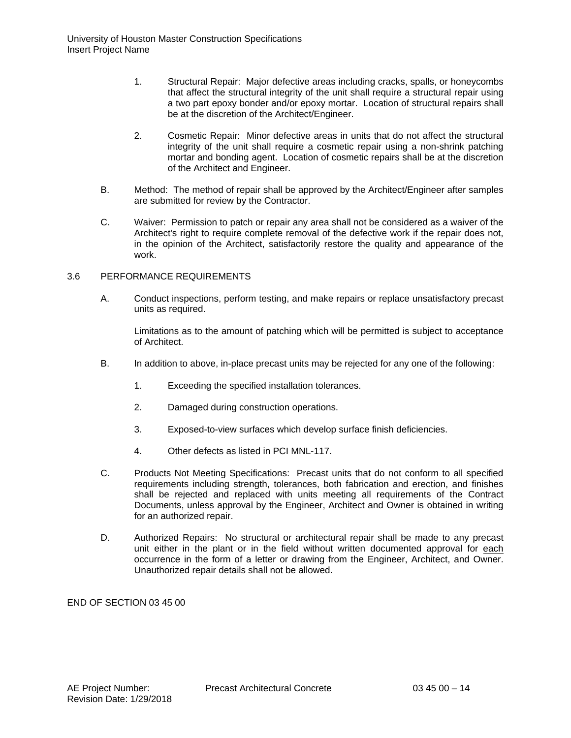1. Structural Repair: Major defective areas including cracks, spalls, or honeycombs that affect the structural integrity of the unit shall require a structural repair using a two part epoxy bonder and/or epoxy mortar. Location of structural repairs shall be at the discretion of the Architect/Engineer.

2. Cosmetic Repair: Minor defective areas in units that do not affect the structural integrity of the unit shall require a cosmetic repair using a non-shrink patching mortar and bonding agent. Location of cosmetic repairs shall be at the discretion of the Architect and Engineer.

B. Method: The method of repair shall be approved by the Architect/Engineer after samples are submitted for review by the Contractor.

C. Waiver: Permission to patch or repair any area shall not be considered as a waiver of the Architect's right to require complete removal of the defective work if the repair does not, in the opinion of the Architect, satisfactorily restore the quality and appearance of the work.

## 3.6 PERFORMANCE REQUIREMENTS

A. Conduct inspections, perform testing, and make repairs or replace unsatisfactory precast units as required.

Limitations as to the amount of patching which will be permitted is subject to acceptance of Architect.

B. In addition to above, in-place precast units may be rejected for any one of the following:

1. Exceeding the specified installation tolerances.

2. Damaged during construction operations.

3. Exposed-to-view surfaces which develop surface finish deficiencies.

4. Other defects as listed in PCI MNL-117.

C. Products Not Meeting Specifications: Precast units that do not conform to all specified requirements including strength, tolerances, both fabrication and erection, and finishes shall be rejected and replaced with units meeting all requirements of the Contract Documents, unless approval by the Engineer, Architect and Owner is obtained in writing for an authorized repair.

D. Authorized Repairs: No structural or architectural repair shall be made to any precast unit either in the plant or in the field without written documented approval for <u>each</u> occurrence in the form of a letter or drawing from the Engineer, Architect, and Owner. Unauthorized repair details shall not be allowed.

END OF SECTION 03 45 00